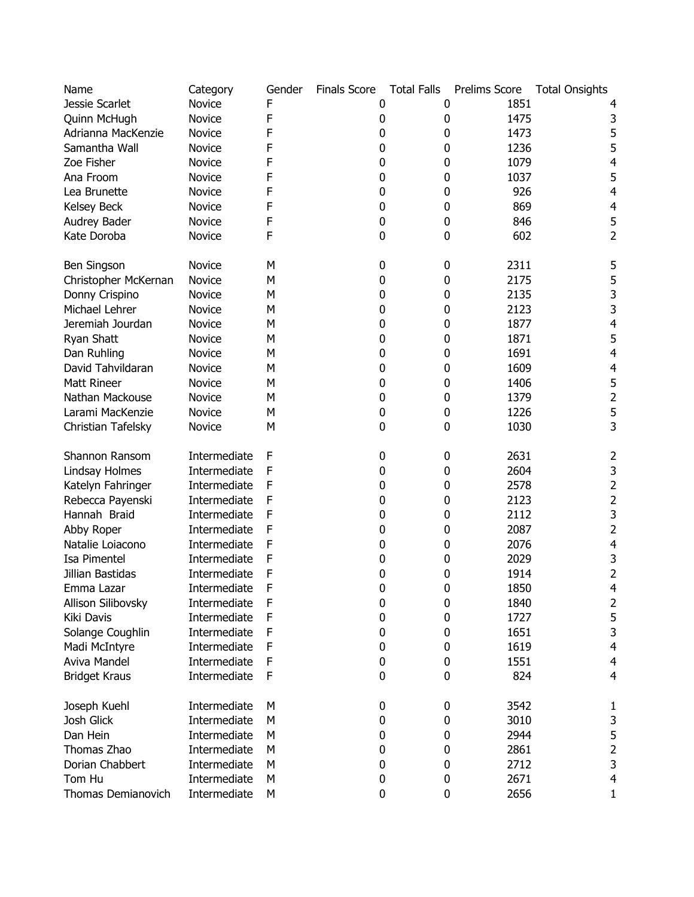| Name | Category | Gender | Finals Score | Total Falls | Prelims Score | Total Onsights |
|---|---|---|---|---|---|---|
| Jessie Scarlet | Novice | F | 0 | 0 | 1851 | 4 |
| Quinn McHugh | Novice | F | 0 | 0 | 1475 | 3 |
| Adrianna MacKenzie | Novice | F | 0 | 0 | 1473 | 5 |
| Samantha Wall | Novice | F | 0 | 0 | 1236 | 5 |
| Zoe Fisher | Novice | F | 0 | 0 | 1079 | 4 |
| Ana Froom | Novice | F | 0 | 0 | 1037 | 5 |
| Lea Brunette | Novice | F | 0 | 0 | 926 | 4 |
| Kelsey Beck | Novice | F | 0 | 0 | 869 | 4 |
| Audrey Bader | Novice | F | 0 | 0 | 846 | 5 |
| Kate Doroba | Novice | F | 0 | 0 | 602 | 2 |
| | | | | | | |
| Ben Singson | Novice | M | 0 | 0 | 2311 | 5 |
| Christopher McKernan | Novice | M | 0 | 0 | 2175 | 5 |
| Donny Crispino | Novice | M | 0 | 0 | 2135 | 3 |
| Michael Lehrer | Novice | M | 0 | 0 | 2123 | 3 |
| Jeremiah Jourdan | Novice | M | 0 | 0 | 1877 | 4 |
| Ryan Shatt | Novice | M | 0 | 0 | 1871 | 5 |
| Dan Ruhling | Novice | M | 0 | 0 | 1691 | 4 |
| David Tahvildaran | Novice | M | 0 | 0 | 1609 | 4 |
| Matt Rineer | Novice | M | 0 | 0 | 1406 | 5 |
| Nathan Mackouse | Novice | M | 0 | 0 | 1379 | 2 |
| Larami MacKenzie | Novice | M | 0 | 0 | 1226 | 5 |
| Christian Tafelsky | Novice | M | 0 | 0 | 1030 | 3 |
| | | | | | | |
| Shannon Ransom | Intermediate | F | 0 | 0 | 2631 | 2 |
| Lindsay Holmes | Intermediate | F | 0 | 0 | 2604 | 3 |
| Katelyn Fahringer | Intermediate | F | 0 | 0 | 2578 | 2 |
| Rebecca Payenski | Intermediate | F | 0 | 0 | 2123 | 2 |
| Hannah Braid | Intermediate | F | 0 | 0 | 2112 | 3 |
| Abby Roper | Intermediate | F | 0 | 0 | 2087 | 2 |
| Natalie Loiacono | Intermediate | F | 0 | 0 | 2076 | 4 |
| Isa Pimentel | Intermediate | F | 0 | 0 | 2029 | 3 |
| Jillian Bastidas | Intermediate | F | 0 | 0 | 1914 | 2 |
| Emma Lazar | Intermediate | F | 0 | 0 | 1850 | 4 |
| Allison Silibovsky | Intermediate | F | 0 | 0 | 1840 | 2 |
| Kiki Davis | Intermediate | F | 0 | 0 | 1727 | 5 |
| Solange Coughlin | Intermediate | F | 0 | 0 | 1651 | 3 |
| Madi McIntyre | Intermediate | F | 0 | 0 | 1619 | 4 |
| Aviva Mandel | Intermediate | F | 0 | 0 | 1551 | 4 |
| Bridget Kraus | Intermediate | F | 0 | 0 | 824 | 4 |
| | | | | | | |
| Joseph Kuehl | Intermediate | M | 0 | 0 | 3542 | 1 |
| Josh Glick | Intermediate | M | 0 | 0 | 3010 | 3 |
| Dan Hein | Intermediate | M | 0 | 0 | 2944 | 5 |
| Thomas Zhao | Intermediate | M | 0 | 0 | 2861 | 2 |
| Dorian Chabbert | Intermediate | M | 0 | 0 | 2712 | 3 |
| Tom Hu | Intermediate | M | 0 | 0 | 2671 | 4 |
| Thomas Demianovich | Intermediate | M | 0 | 0 | 2656 | 1 |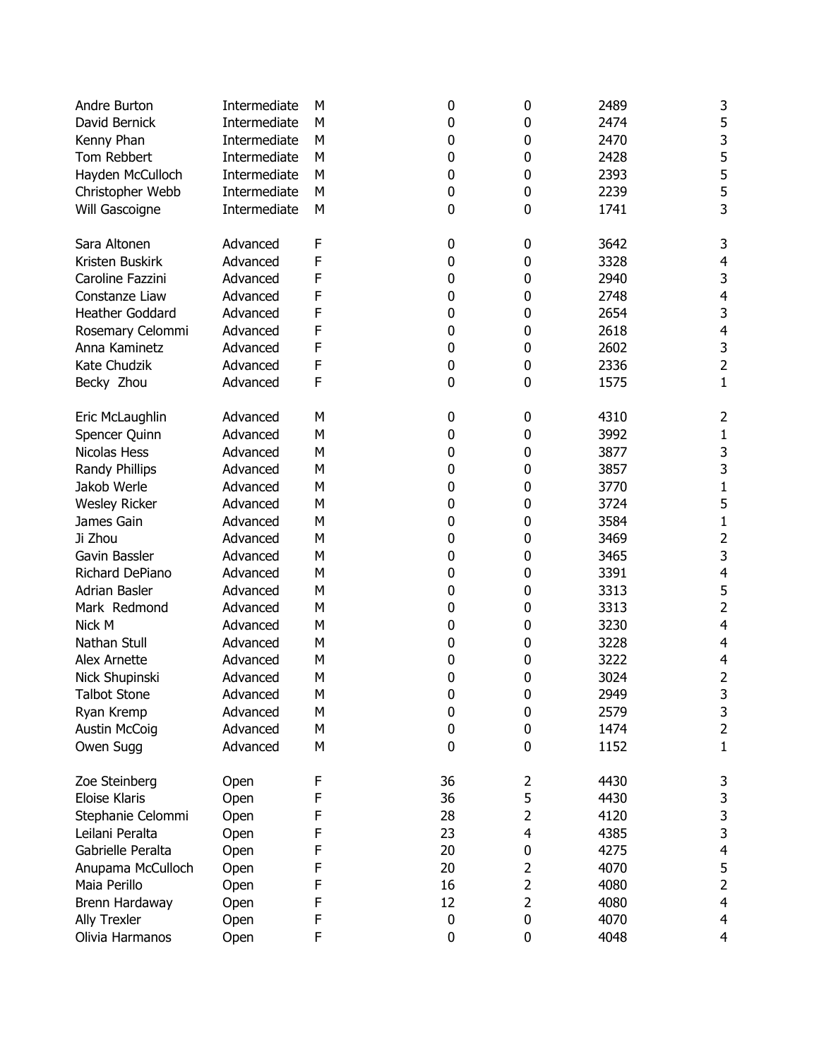| | | | | | | |
|---|---|---|---|---|---|---|
| Andre Burton | Intermediate | M | 0 | 0 | 2489 | 3 |
| David Bernick | Intermediate | M | 0 | 0 | 2474 | 5 |
| Kenny Phan | Intermediate | M | 0 | 0 | 2470 | 3 |
| Tom Rebbert | Intermediate | M | 0 | 0 | 2428 | 5 |
| Hayden McCulloch | Intermediate | M | 0 | 0 | 2393 | 5 |
| Christopher Webb | Intermediate | M | 0 | 0 | 2239 | 5 |
| Will Gascoigne | Intermediate | M | 0 | 0 | 1741 | 3 |
| | | | | | | |
| Sara Altonen | Advanced | F | 0 | 0 | 3642 | 3 |
| Kristen Buskirk | Advanced | F | 0 | 0 | 3328 | 4 |
| Caroline Fazzini | Advanced | F | 0 | 0 | 2940 | 3 |
| Constanze Liaw | Advanced | F | 0 | 0 | 2748 | 4 |
| Heather Goddard | Advanced | F | 0 | 0 | 2654 | 3 |
| Rosemary Celommi | Advanced | F | 0 | 0 | 2618 | 4 |
| Anna Kaminetz | Advanced | F | 0 | 0 | 2602 | 3 |
| Kate Chudzik | Advanced | F | 0 | 0 | 2336 | 2 |
| Becky Zhou | Advanced | F | 0 | 0 | 1575 | 1 |
| | | | | | | |
| Eric McLaughlin | Advanced | M | 0 | 0 | 4310 | 2 |
| Spencer Quinn | Advanced | M | 0 | 0 | 3992 | 1 |
| Nicolas Hess | Advanced | M | 0 | 0 | 3877 | 3 |
| Randy Phillips | Advanced | M | 0 | 0 | 3857 | 3 |
| Jakob Werle | Advanced | M | 0 | 0 | 3770 | 1 |
| Wesley Ricker | Advanced | M | 0 | 0 | 3724 | 5 |
| James Gain | Advanced | M | 0 | 0 | 3584 | 1 |
| Ji Zhou | Advanced | M | 0 | 0 | 3469 | 2 |
| Gavin Bassler | Advanced | M | 0 | 0 | 3465 | 3 |
| Richard DePiano | Advanced | M | 0 | 0 | 3391 | 4 |
| Adrian Basler | Advanced | M | 0 | 0 | 3313 | 5 |
| Mark Redmond | Advanced | M | 0 | 0 | 3313 | 2 |
| Nick M | Advanced | M | 0 | 0 | 3230 | 4 |
| Nathan Stull | Advanced | M | 0 | 0 | 3228 | 4 |
| Alex Arnette | Advanced | M | 0 | 0 | 3222 | 4 |
| Nick Shupinski | Advanced | M | 0 | 0 | 3024 | 2 |
| Talbot Stone | Advanced | M | 0 | 0 | 2949 | 3 |
| Ryan Kremp | Advanced | M | 0 | 0 | 2579 | 3 |
| Austin McCoig | Advanced | M | 0 | 0 | 1474 | 2 |
| Owen Sugg | Advanced | M | 0 | 0 | 1152 | 1 |
| | | | | | | |
| Zoe Steinberg | Open | F | 36 | 2 | 4430 | 3 |
| Eloise Klaris | Open | F | 36 | 5 | 4430 | 3 |
| Stephanie Celommi | Open | F | 28 | 2 | 4120 | 3 |
| Leilani Peralta | Open | F | 23 | 4 | 4385 | 3 |
| Gabrielle Peralta | Open | F | 20 | 0 | 4275 | 4 |
| Anupama McCulloch | Open | F | 20 | 2 | 4070 | 5 |
| Maia Perillo | Open | F | 16 | 2 | 4080 | 2 |
| Brenn Hardaway | Open | F | 12 | 2 | 4080 | 4 |
| Ally Trexler | Open | F | 0 | 0 | 4070 | 4 |
| Olivia Harmanos | Open | F | 0 | 0 | 4048 | 4 |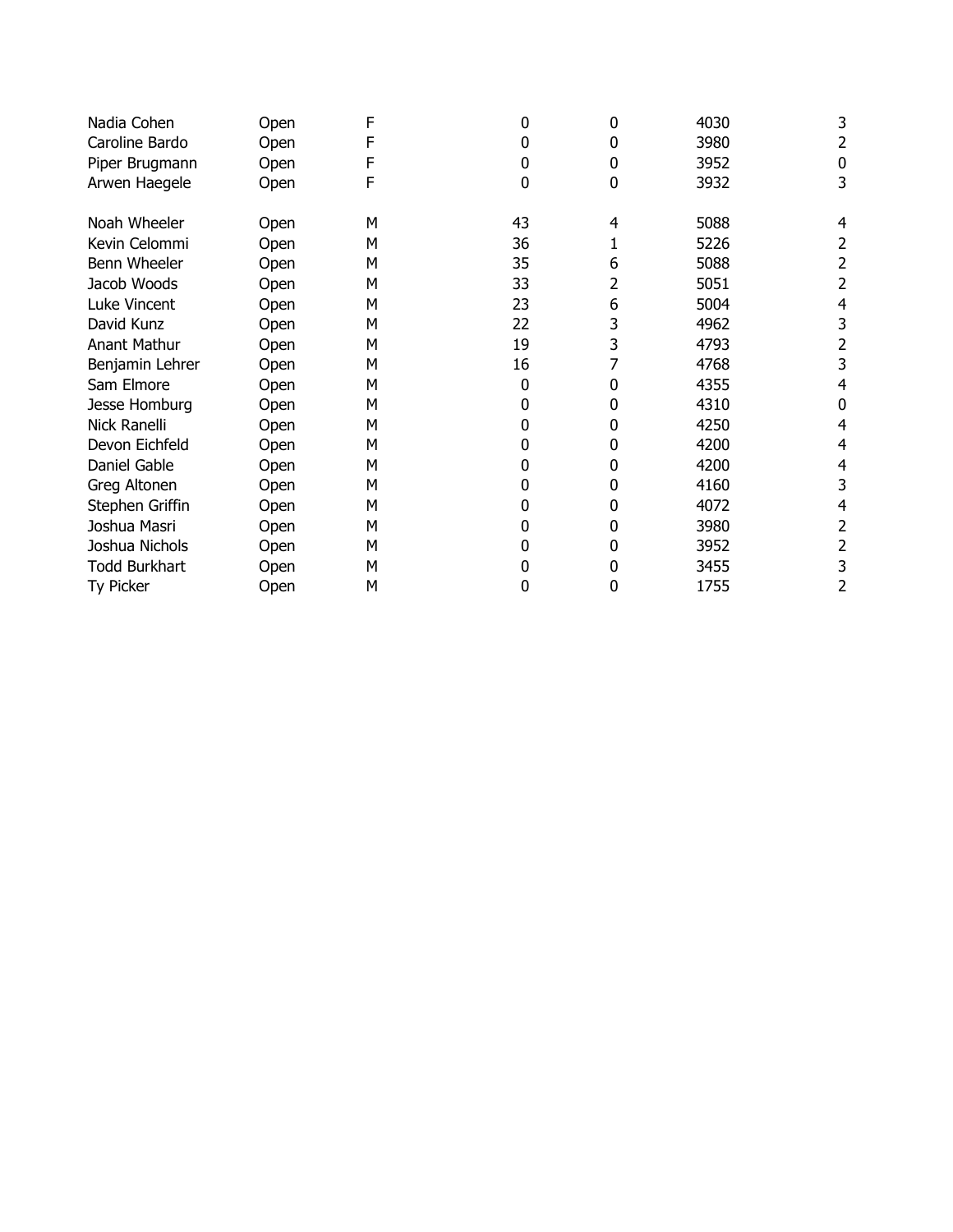| | | | | | | |
|---|---|---|---|---|---|---|
| Nadia Cohen | Open | F | 0 | 0 | 4030 | 3 |
| Caroline Bardo | Open | F | 0 | 0 | 3980 | 2 |
| Piper Brugmann | Open | F | 0 | 0 | 3952 | 0 |
| Arwen Haegele | Open | F | 0 | 0 | 3932 | 3 |
| | | | | | | |
| Noah Wheeler | Open | M | 43 | 4 | 5088 | 4 |
| Kevin Celommi | Open | M | 36 | 1 | 5226 | 2 |
| Benn Wheeler | Open | M | 35 | 6 | 5088 | 2 |
| Jacob Woods | Open | M | 33 | 2 | 5051 | 2 |
| Luke Vincent | Open | M | 23 | 6 | 5004 | 4 |
| David Kunz | Open | M | 22 | 3 | 4962 | 3 |
| Anant Mathur | Open | M | 19 | 3 | 4793 | 2 |
| Benjamin Lehrer | Open | M | 16 | 7 | 4768 | 3 |
| Sam Elmore | Open | M | 0 | 0 | 4355 | 4 |
| Jesse Homburg | Open | M | 0 | 0 | 4310 | 0 |
| Nick Ranelli | Open | M | 0 | 0 | 4250 | 4 |
| Devon Eichfeld | Open | M | 0 | 0 | 4200 | 4 |
| Daniel Gable | Open | M | 0 | 0 | 4200 | 4 |
| Greg Altonen | Open | M | 0 | 0 | 4160 | 3 |
| Stephen Griffin | Open | M | 0 | 0 | 4072 | 4 |
| Joshua Masri | Open | M | 0 | 0 | 3980 | 2 |
| Joshua Nichols | Open | M | 0 | 0 | 3952 | 2 |
| Todd Burkhart | Open | M | 0 | 0 | 3455 | 3 |
| Ty Picker | Open | M | 0 | 0 | 1755 | 2 |